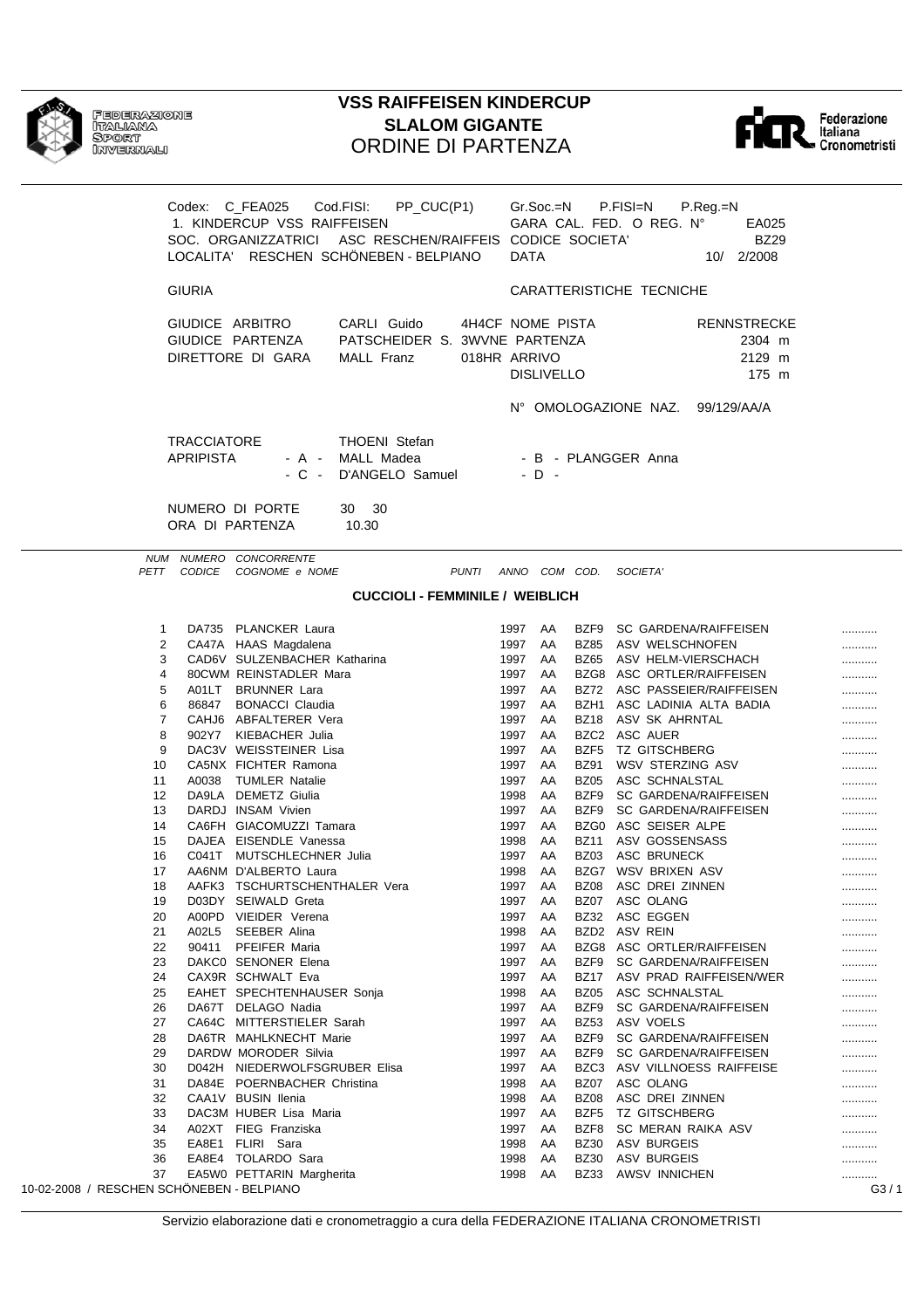# VSS RAIFFEISEN KINDERCUP
## SLALOM GIGANTE
### ORDINE DI PARTENZA

Codex: C_FEA025 Cod.FISI: PP_CUC(P1) Gr.Soc.=N P.FISI=N P.Reg.=N
1. KINDERCUP VSS RAIFFEISEN GARA CAL. FED. O REG. N° EA025
SOC. ORGANIZZATRICI ASC RESCHEN/RAIFFEIS CODICE SOCIETA' BZ29
LOCALITA' RESCHEN SCHÖNEBEN - BELPIANO DATA 10/ 2/2008

GIURIA

GIUDICE ARBITRO CARLI Guido 4H4CF
GIUDICE PARTENZA PATSCHEIDER S. 3WVNE
DIRETTORE DI GARA MALL Franz 018HR

CARATTERISTICHE TECNICHE

NOME PISTA RENNSTRECKE
PARTENZA 2304 m
ARRIVO 2129 m
DISLIVELLO 175 m

N° OMOLOGAZIONE NAZ. 99/129/AA/A

TRACCIATORE THOENI Stefan
APRIPISTA - A - MALL Madea - B - PLANGGER Anna
- C - D'ANGELO Samuel - D -

NUMERO DI PORTE 30 30
ORA DI PARTENZA 10.30

**CUCCIOLI - FEMMINILE / WEIBLICH**

| NUM PETT | NUMERO CODICE | CONCORRENTE COGNOME e NOME | PUNTI | ANNO | COM | COD. | SOCIETA' | |
|---|---|---|---|---|---|---|---|---|
| 1 | DA735 | PLANCKER Laura | | 1997 | AA | BZF9 | SC GARDENA/RAIFFEISEN | ........... |
| 2 | CA47A | HAAS Magdalena | | 1997 | AA | BZ85 | ASV WELSCHNOFEN | ........... |
| 3 | CAD6V | SULZENBACHER Katharina | | 1997 | AA | BZ65 | ASV HELM-VIERSCHACH | ........... |
| 4 | 80CWM | REINSTADLER Mara | | 1997 | AA | BZG8 | ASC ORTLER/RAIFFEISEN | ........... |
| 5 | A01LT | BRUNNER Lara | | 1997 | AA | BZ72 | ASC PASSEIER/RAIFFEISEN | ........... |
| 6 | 86847 | BONACCI Claudia | | 1997 | AA | BZH1 | ASC LADINIA ALTA BADIA | ........... |
| 7 | CAHJ6 | ABFALTERER Vera | | 1997 | AA | BZ18 | ASV SK AHRNTAL | ........... |
| 8 | 902Y7 | KIEBACHER Julia | | 1997 | AA | BZC2 | ASC AUER | ........... |
| 9 | DAC3V | WEISSTEINER Lisa | | 1997 | AA | BZF5 | TZ GITSCHBERG | ........... |
| 10 | CA5NX | FICHTER Ramona | | 1997 | AA | BZ91 | WSV STERZING ASV | ........... |
| 11 | A0038 | TUMLER Natalie | | 1997 | AA | BZ05 | ASC SCHNALSTAL | ........... |
| 12 | DA9LA | DEMETZ Giulia | | 1998 | AA | BZF9 | SC GARDENA/RAIFFEISEN | ........... |
| 13 | DARDJ | INSAM Vivien | | 1997 | AA | BZF9 | SC GARDENA/RAIFFEISEN | ........... |
| 14 | CA6FH | GIACOMUZZI Tamara | | 1997 | AA | BZG0 | ASC SEISER ALPE | ........... |
| 15 | DAJEA | EISENDLE Vanessa | | 1998 | AA | BZ11 | ASV GOSSENSASS | ........... |
| 16 | C041T | MUTSCHLECHNER Julia | | 1997 | AA | BZ03 | ASC BRUNECK | ........... |
| 17 | AA6NM | D'ALBERTO Laura | | 1998 | AA | BZG7 | WSV BRIXEN ASV | ........... |
| 18 | AAFK3 | TSCHURTSCHENTHALER Vera | | 1997 | AA | BZ08 | ASC DREI ZINNEN | ........... |
| 19 | D03DY | SEIWALD Greta | | 1997 | AA | BZ07 | ASC OLANG | ........... |
| 20 | A00PD | VIEIDER Verena | | 1997 | AA | BZ32 | ASC EGGEN | ........... |
| 21 | A02L5 | SEEBER Alina | | 1998 | AA | BZD2 | ASV REIN | ........... |
| 22 | 90411 | PFEIFER Maria | | 1997 | AA | BZG8 | ASC ORTLER/RAIFFEISEN | ........... |
| 23 | DAKC0 | SENONER Elena | | 1997 | AA | BZF9 | SC GARDENA/RAIFFEISEN | ........... |
| 24 | CAX9R | SCHWALT Eva | | 1997 | AA | BZ17 | ASV PRAD RAIFFEISEN/WER | ........... |
| 25 | EAHET | SPECHTENHAUSER Sonja | | 1998 | AA | BZ05 | ASC SCHNALSTAL | ........... |
| 26 | DA67T | DELAGO Nadia | | 1997 | AA | BZF9 | SC GARDENA/RAIFFEISEN | ........... |
| 27 | CA64C | MITTERSTIELER Sarah | | 1997 | AA | BZ53 | ASV VOELS | ........... |
| 28 | DA6TR | MAHLKNECHT Marie | | 1997 | AA | BZF9 | SC GARDENA/RAIFFEISEN | ........... |
| 29 | DARDW | MORODER Silvia | | 1997 | AA | BZF9 | SC GARDENA/RAIFFEISEN | ........... |
| 30 | D042H | NIEDERWOLFSGRUBER Elisa | | 1997 | AA | BZC3 | ASV VILLNOESS RAIFFEISE | ........... |
| 31 | DA84E | POERNBACHER Christina | | 1998 | AA | BZ07 | ASC OLANG | ........... |
| 32 | CAA1V | BUSIN Ilenia | | 1998 | AA | BZ08 | ASC DREI ZINNEN | ........... |
| 33 | DAC3M | HUBER Lisa Maria | | 1997 | AA | BZF5 | TZ GITSCHBERG | ........... |
| 34 | A02XT | FIEG Franziska | | 1997 | AA | BZF8 | SC MERAN RAIKA ASV | ........... |
| 35 | EA8E1 | FLIRI Sara | | 1998 | AA | BZ30 | ASV BURGEIS | ........... |
| 36 | EA8E4 | TOLARDO Sara | | 1998 | AA | BZ30 | ASV BURGEIS | ........... |
| 37 | EA5W0 | PETTARIN Margherita | | 1998 | AA | BZ33 | AWSV INNICHEN | ........... |

10-02-2008 / RESCHEN SCHÖNEBEN - BELPIANO G3 / 1

Servizio elaborazione dati e cronometraggio a cura della FEDERAZIONE ITALIANA CRONOMETRISTI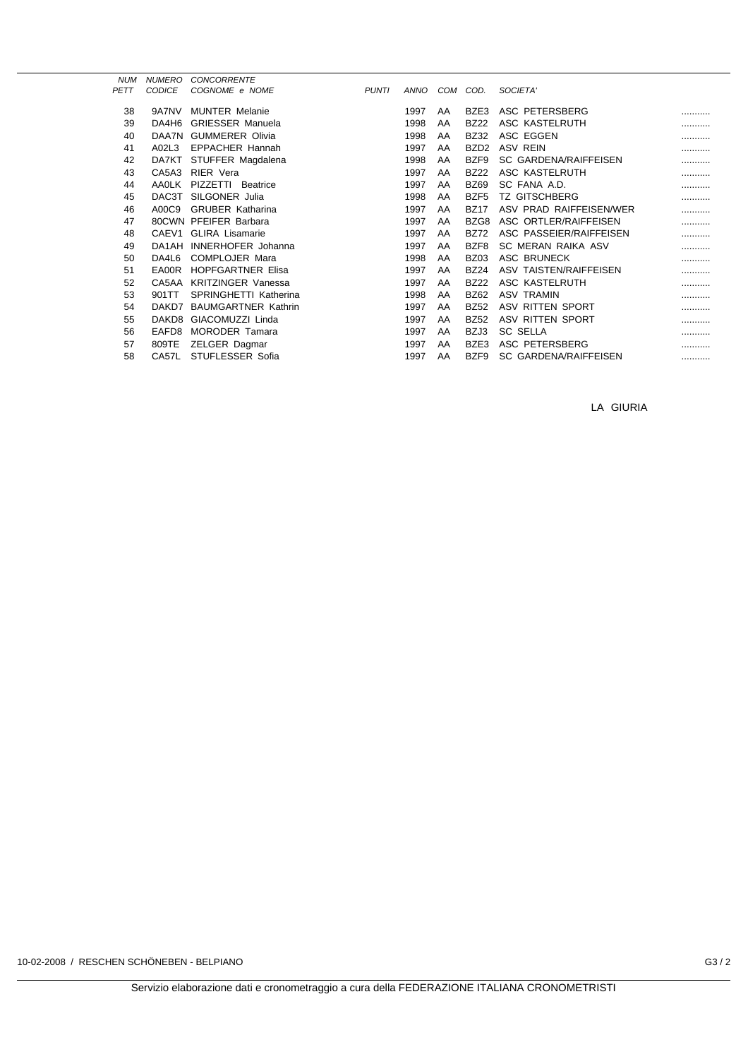| NUM PETT | NUMERO CODICE | CONCORRENTE COGNOME e NOME | PUNTI | ANNO | COM | COD. | SOCIETA' | |
|---|---|---|---|---|---|---|---|---|
| 38 | 9A7NV | MUNTER Melanie | | 1997 | AA | BZE3 | ASC PETERSBERG | ........... |
| 39 | DA4H6 | GRIESSER Manuela | | 1998 | AA | BZ22 | ASC KASTELRUTH | ........... |
| 40 | DAA7N | GUMMERER Olivia | | 1998 | AA | BZ32 | ASC EGGEN | ........... |
| 41 | A02L3 | EPPACHER Hannah | | 1997 | AA | BZD2 | ASV REIN | ........... |
| 42 | DA7KT | STUFFER Magdalena | | 1998 | AA | BZF9 | SC GARDENA/RAIFFEISEN | ........... |
| 43 | CA5A3 | RIER Vera | | 1997 | AA | BZ22 | ASC KASTELRUTH | ........... |
| 44 | AA0LK | PIZZETTI Beatrice | | 1997 | AA | BZ69 | SC FANA A.D. | ........... |
| 45 | DAC3T | SILGONER Julia | | 1998 | AA | BZF5 | TZ GITSCHBERG | ........... |
| 46 | A00C9 | GRUBER Katharina | | 1997 | AA | BZ17 | ASV PRAD RAIFFEISEN/WER | ........... |
| 47 | 80CWN | PFEIFER Barbara | | 1997 | AA | BZG8 | ASC ORTLER/RAIFFEISEN | ........... |
| 48 | CAEV1 | GLIRA Lisamarie | | 1997 | AA | BZ72 | ASC PASSEIER/RAIFFEISEN | ........... |
| 49 | DA1AH | INNERHOFER Johanna | | 1997 | AA | BZF8 | SC MERAN RAIKA ASV | ........... |
| 50 | DA4L6 | COMPLOJER Mara | | 1998 | AA | BZ03 | ASC BRUNECK | ........... |
| 51 | EA00R | HOPFGARTNER Elisa | | 1997 | AA | BZ24 | ASV TAISTEN/RAIFFEISEN | ........... |
| 52 | CA5AA | KRITZINGER Vanessa | | 1997 | AA | BZ22 | ASC KASTELRUTH | ........... |
| 53 | 901TT | SPRINGHETTI Katherina | | 1998 | AA | BZ62 | ASV TRAMIN | ........... |
| 54 | DAKD7 | BAUMGARTNER Kathrin | | 1997 | AA | BZ52 | ASV RITTEN SPORT | ........... |
| 55 | DAKD8 | GIACOMUZZI Linda | | 1997 | AA | BZ52 | ASV RITTEN SPORT | ........... |
| 56 | EAFD8 | MORODER Tamara | | 1997 | AA | BZJ3 | SC SELLA | ........... |
| 57 | 809TE | ZELGER Dagmar | | 1997 | AA | BZE3 | ASC PETERSBERG | ........... |
| 58 | CA57L | STUFLESSER Sofia | | 1997 | AA | BZF9 | SC GARDENA/RAIFFEISEN | ........... |

LA GIURIA

10-02-2008 / RESCHEN SCHÖNEBEN - BELPIANO

Servizio elaborazione dati e cronometraggio a cura della FEDERAZIONE ITALIANA CRONOMETRISTI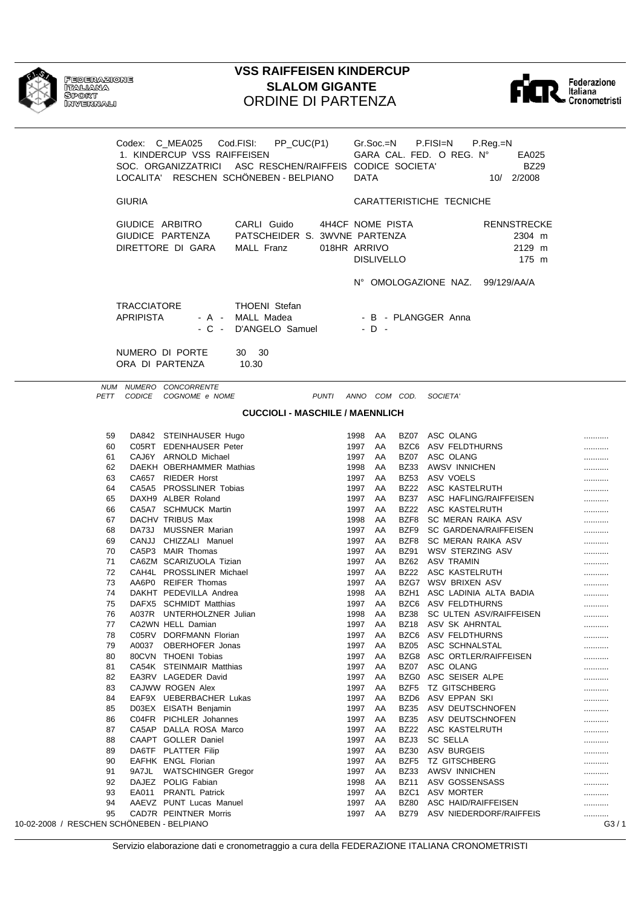FEDERAZIONE ITALIANA SPORT INVERNALI

# VSS RAIFFEISEN KINDERCUP
## SLALOM GIGANTE
## ORDINE DI PARTENZA

Federazione Italiana Cronometristi

Codex: C_MEA025 Cod.FISI: PP_CUC(P1) Gr.Soc.=N P.FISI=N P.Reg.=N
1. KINDERCUP VSS RAIFFEISEN GARA CAL. FED. O REG. N° EA025
SOC. ORGANIZZATRICI ASC RESCHEN/RAIFFEIS CODICE SOCIETA' BZ29
LOCALITA' RESCHEN SCHÖNEBEN - BELPIANO DATA 10/ 2/2008

GIURIA

GIUDICE ARBITRO CARLI Guido 4H4CF
GIUDICE PARTENZA PATSCHEIDER S. 3WVNE
DIRETTORE DI GARA MALL Franz 018HR

CARATTERISTICHE TECNICHE

NOME PISTA RENNSTRECKE
PARTENZA 2304 m
ARRIVO 2129 m
DISLIVELLO 175 m

N° OMOLOGAZIONE NAZ. 99/129/AA/A

TRACCIATORE THOENI Stefan
APRIPISTA - A - MALL Madea - B - PLANGGER Anna
- C - D'ANGELO Samuel - D -

NUMERO DI PORTE 30 30
ORA DI PARTENZA 10.30

**CUCCIOLI - MASCHILE / MAENNLICH**

| NUM PETT | NUMERO CODICE | CONCORRENTE COGNOME e NOME | PUNTI | ANNO | COM | COD. | SOCIETA' | |
|---|---|---|---|---|---|---|---|---|
| 59 | DA842 | STEINHAUSER Hugo | | 1998 | AA | BZ07 | ASC OLANG | ........... |
| 60 | C05RT | EDENHAUSER Peter | | 1997 | AA | BZC6 | ASV FELDTHURNS | ........... |
| 61 | CAJ6Y | ARNOLD Michael | | 1997 | AA | BZ07 | ASC OLANG | ........... |
| 62 | DAEKH | OBERHAMMER Mathias | | 1998 | AA | BZ33 | AWSV INNICHEN | ........... |
| 63 | CA657 | RIEDER Horst | | 1997 | AA | BZ53 | ASV VOELS | ........... |
| 64 | CA5A5 | PROSSLINER Tobias | | 1997 | AA | BZ22 | ASC KASTELRUTH | ........... |
| 65 | DAXH9 | ALBER Roland | | 1997 | AA | BZ37 | ASC HAFLING/RAIFFEISEN | ........... |
| 66 | CA5A7 | SCHMUCK Martin | | 1997 | AA | BZ22 | ASC KASTELRUTH | ........... |
| 67 | DACHV | TRIBUS Max | | 1998 | AA | BZF8 | SC MERAN RAIKA ASV | ........... |
| 68 | DA73J | MUSSNER Marian | | 1997 | AA | BZF9 | SC GARDENA/RAIFFEISEN | ........... |
| 69 | CANJJ | CHIZZALI Manuel | | 1997 | AA | BZF8 | SC MERAN RAIKA ASV | ........... |
| 70 | CA5P3 | MAIR Thomas | | 1997 | AA | BZ91 | WSV STERZING ASV | ........... |
| 71 | CA6ZM | SCARIZUOLA Tizian | | 1997 | AA | BZ62 | ASV TRAMIN | ........... |
| 72 | CAH4L | PROSSLINER Michael | | 1997 | AA | BZ22 | ASC KASTELRUTH | ........... |
| 73 | AA6P0 | REIFER Thomas | | 1997 | AA | BZG7 | WSV BRIXEN ASV | ........... |
| 74 | DAKHT | PEDEVILLA Andrea | | 1998 | AA | BZH1 | ASC LADINIA ALTA BADIA | ........... |
| 75 | DAFX5 | SCHMIDT Matthias | | 1997 | AA | BZC6 | ASV FELDTHURNS | ........... |
| 76 | A037R | UNTERHOLZNER Julian | | 1998 | AA | BZ38 | SC ULTEN ASV/RAIFFEISEN | ........... |
| 77 | CA2WN | HELL Damian | | 1997 | AA | BZ18 | ASV SK AHRNTAL | ........... |
| 78 | C05RV | DORFMANN Florian | | 1997 | AA | BZC6 | ASV FELDTHURNS | ........... |
| 79 | A0037 | OBERHOFER Jonas | | 1997 | AA | BZ05 | ASC SCHNALSTAL | ........... |
| 80 | 80CVN | THOENI Tobias | | 1997 | AA | BZG8 | ASC ORTLER/RAIFFEISEN | ........... |
| 81 | CA54K | STEINMAIR Matthias | | 1997 | AA | BZ07 | ASC OLANG | ........... |
| 82 | EA3RV | LAGEDER David | | 1997 | AA | BZG0 | ASC SEISER ALPE | ........... |
| 83 | CAJWW | ROGEN Alex | | 1997 | AA | BZF5 | TZ GITSCHBERG | ........... |
| 84 | EAF9X | UEBERBACHER Lukas | | 1997 | AA | BZD6 | ASV EPPAN SKI | ........... |
| 85 | D03EX | EISATH Benjamin | | 1997 | AA | BZ35 | ASV DEUTSCHNOFEN | ........... |
| 86 | C04FR | PICHLER Johannes | | 1997 | AA | BZ35 | ASV DEUTSCHNOFEN | ........... |
| 87 | CA5AP | DALLA ROSA Marco | | 1997 | AA | BZ22 | ASC KASTELRUTH | ........... |
| 88 | CAAPT | GOLLER Daniel | | 1997 | AA | BZJ3 | SC SELLA | ........... |
| 89 | DA6TF | PLATTER Filip | | 1997 | AA | BZ30 | ASV BURGEIS | ........... |
| 90 | EAFHK | ENGL Florian | | 1997 | AA | BZF5 | TZ GITSCHBERG | ........... |
| 91 | 9A7JL | WATSCHINGER Gregor | | 1997 | AA | BZ33 | AWSV INNICHEN | ........... |
| 92 | DAJEZ | POLIG Fabian | | 1998 | AA | BZ11 | ASV GOSSENSASS | ........... |
| 93 | EA011 | PRANTL Patrick | | 1997 | AA | BZC1 | ASV MORTER | ........... |
| 94 | AAEVZ | PUNT Lucas Manuel | | 1997 | AA | BZ80 | ASC HAID/RAIFFEISEN | ........... |
| 95 | CAD7R | PEINTNER Morris | | 1997 | AA | BZ79 | ASV NIEDERDORF/RAIFFEIS | ........... |

10-02-2008 / RESCHEN SCHÖNEBEN - BELPIANO G3 / 1

Servizio elaborazione dati e cronometraggio a cura della FEDERAZIONE ITALIANA CRONOMETRISTI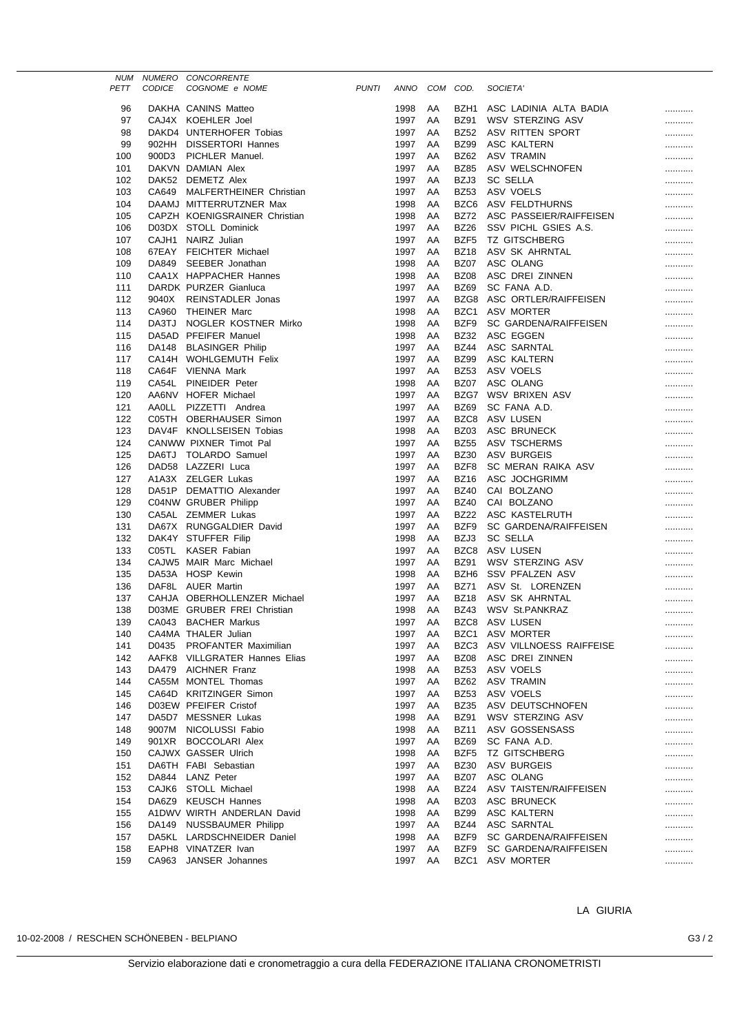| NUM PETT | NUMERO CODICE | CONCORRENTE COGNOME e NOME | PUNTI | ANNO | COM | COD. | SOCIETA' | |
|---|---|---|---|---|---|---|---|---|
| 96 | DAKHA | CANINS Matteo | | 1998 | AA | BZH1 | ASC LADINIA ALTA BADIA | ........... |
| 97 | CAJ4X | KOEHLER Joel | | 1997 | AA | BZ91 | WSV STERZING ASV | ........... |
| 98 | DAKD4 | UNTERHOFER Tobias | | 1997 | AA | BZ52 | ASV RITTEN SPORT | ........... |
| 99 | 902HH | DISSERTORI Hannes | | 1997 | AA | BZ99 | ASC KALTERN | ........... |
| 100 | 900D3 | PICHLER Manuel. | | 1997 | AA | BZ62 | ASV TRAMIN | ........... |
| 101 | DAKVN | DAMIAN Alex | | 1997 | AA | BZ85 | ASV WELSCHNOFEN | ........... |
| 102 | DAK52 | DEMETZ Alex | | 1997 | AA | BZJ3 | SC SELLA | ........... |
| 103 | CA649 | MALFERTHEINER Christian | | 1997 | AA | BZ53 | ASV VOELS | ........... |
| 104 | DAAMJ | MITTERRUTZNER Max | | 1998 | AA | BZC6 | ASV FELDTHURNS | ........... |
| 105 | CAPZH | KOENIGSRAINER Christian | | 1998 | AA | BZ72 | ASC PASSEIER/RAIFFEISEN | ........... |
| 106 | D03DX | STOLL Dominick | | 1997 | AA | BZ26 | SSV PICHL GSIES A.S. | ........... |
| 107 | CAJH1 | NAIRZ Julian | | 1997 | AA | BZF5 | TZ GITSCHBERG | ........... |
| 108 | 67EAY | FEICHTER Michael | | 1997 | AA | BZ18 | ASV SK AHRNTAL | ........... |
| 109 | DA849 | SEEBER Jonathan | | 1998 | AA | BZ07 | ASC OLANG | ........... |
| 110 | CAA1X | HAPPACHER Hannes | | 1998 | AA | BZ08 | ASC DREI ZINNEN | ........... |
| 111 | DARDK | PURZER Gianluca | | 1997 | AA | BZ69 | SC FANA A.D. | ........... |
| 112 | 9040X | REINSTADLER Jonas | | 1997 | AA | BZG8 | ASC ORTLER/RAIFFEISEN | ........... |
| 113 | CA960 | THEINER Marc | | 1998 | AA | BZC1 | ASV MORTER | ........... |
| 114 | DA3TJ | NOGLER KOSTNER Mirko | | 1998 | AA | BZF9 | SC GARDENA/RAIFFEISEN | ........... |
| 115 | DA5AD | PFEIFER Manuel | | 1998 | AA | BZ32 | ASC EGGEN | ........... |
| 116 | DA148 | BLASINGER Philip | | 1997 | AA | BZ44 | ASC SARNTAL | ........... |
| 117 | CA14H | WOHLGEMUTH Felix | | 1997 | AA | BZ99 | ASC KALTERN | ........... |
| 118 | CA64F | VIENNA Mark | | 1997 | AA | BZ53 | ASV VOELS | ........... |
| 119 | CA54L | PINEIDER Peter | | 1998 | AA | BZ07 | ASC OLANG | ........... |
| 120 | AA6NV | HOFER Michael | | 1997 | AA | BZG7 | WSV BRIXEN ASV | ........... |
| 121 | AA0LL | PIZZETTI Andrea | | 1997 | AA | BZ69 | SC FANA A.D. | ........... |
| 122 | C05TH | OBERHAUSER Simon | | 1997 | AA | BZC8 | ASV LUSEN | ........... |
| 123 | DAV4F | KNOLLSEISEN Tobias | | 1998 | AA | BZ03 | ASC BRUNECK | ........... |
| 124 | CANWW | PIXNER Timot Pal | | 1997 | AA | BZ55 | ASV TSCHERMS | ........... |
| 125 | DA6TJ | TOLARDO Samuel | | 1997 | AA | BZ30 | ASV BURGEIS | ........... |
| 126 | DAD58 | LAZZERI Luca | | 1997 | AA | BZF8 | SC MERAN RAIKA ASV | ........... |
| 127 | A1A3X | ZELGER Lukas | | 1997 | AA | BZ16 | ASC JOCHGRIMM | ........... |
| 128 | DA51P | DEMATTIO Alexander | | 1997 | AA | BZ40 | CAI BOLZANO | ........... |
| 129 | C04NW | GRUBER Philipp | | 1997 | AA | BZ40 | CAI BOLZANO | ........... |
| 130 | CA5AL | ZEMMER Lukas | | 1997 | AA | BZ22 | ASC KASTELRUTH | ........... |
| 131 | DA67X | RUNGGALDIER David | | 1997 | AA | BZF9 | SC GARDENA/RAIFFEISEN | ........... |
| 132 | DAK4Y | STUFFER Filip | | 1998 | AA | BZJ3 | SC SELLA | ........... |
| 133 | C05TL | KASER Fabian | | 1997 | AA | BZC8 | ASV LUSEN | ........... |
| 134 | CAJW5 | MAIR Marc Michael | | 1997 | AA | BZ91 | WSV STERZING ASV | ........... |
| 135 | DA53A | HOSP Kewin | | 1998 | AA | BZH6 | SSV PFALZEN ASV | ........... |
| 136 | DAF8L | AUER Martin | | 1997 | AA | BZ71 | ASV St. LORENZEN | ........... |
| 137 | CAHJA | OBERHOLLENZER Michael | | 1997 | AA | BZ18 | ASV SK AHRNTAL | ........... |
| 138 | D03ME | GRUBER FREI Christian | | 1998 | AA | BZ43 | WSV St.PANKRAZ | ........... |
| 139 | CA043 | BACHER Markus | | 1997 | AA | BZC8 | ASV LUSEN | ........... |
| 140 | CA4MA | THALER Julian | | 1997 | AA | BZC1 | ASV MORTER | ........... |
| 141 | D0435 | PROFANTER Maximilian | | 1997 | AA | BZC3 | ASV VILLNOESS RAIFFEISE | ........... |
| 142 | AAFK8 | VILLGRATER Hannes Elias | | 1997 | AA | BZ08 | ASC DREI ZINNEN | ........... |
| 143 | DA479 | AICHNER Franz | | 1998 | AA | BZ53 | ASV VOELS | ........... |
| 144 | CA55M | MONTEL Thomas | | 1997 | AA | BZ62 | ASV TRAMIN | ........... |
| 145 | CA64D | KRITZINGER Simon | | 1997 | AA | BZ53 | ASV VOELS | ........... |
| 146 | D03EW | PFEIFER Cristof | | 1997 | AA | BZ35 | ASV DEUTSCHNOFEN | ........... |
| 147 | DA5D7 | MESSNER Lukas | | 1998 | AA | BZ91 | WSV STERZING ASV | ........... |
| 148 | 9007M | NICOLUSSI Fabio | | 1998 | AA | BZ11 | ASV GOSSENSASS | ........... |
| 149 | 901XR | BOCCOLARI Alex | | 1997 | AA | BZ69 | SC FANA A.D. | ........... |
| 150 | CAJWX | GASSER Ulrich | | 1998 | AA | BZF5 | TZ GITSCHBERG | ........... |
| 151 | DA6TH | FABI Sebastian | | 1997 | AA | BZ30 | ASV BURGEIS | ........... |
| 152 | DA844 | LANZ Peter | | 1997 | AA | BZ07 | ASC OLANG | ........... |
| 153 | CAJK6 | STOLL Michael | | 1998 | AA | BZ24 | ASV TAISTEN/RAIFFEISEN | ........... |
| 154 | DA6Z9 | KEUSCH Hannes | | 1998 | AA | BZ03 | ASC BRUNECK | ........... |
| 155 | A1DWV | WIRTH ANDERLAN David | | 1998 | AA | BZ99 | ASC KALTERN | ........... |
| 156 | DA149 | NUSSBAUMER Philipp | | 1997 | AA | BZ44 | ASC SARNTAL | ........... |
| 157 | DA5KL | LARDSCHNEIDER Daniel | | 1998 | AA | BZF9 | SC GARDENA/RAIFFEISEN | ........... |
| 158 | EAPH8 | VINATZER Ivan | | 1997 | AA | BZF9 | SC GARDENA/RAIFFEISEN | ........... |
| 159 | CA963 | JANSER Johannes | | 1997 | AA | BZC1 | ASV MORTER | ........... |

LA GIURIA

10-02-2008 / RESCHEN SCHÖNEBEN - BELPIANO

G3 / 2

Servizio elaborazione dati e cronometraggio a cura della FEDERAZIONE ITALIANA CRONOMETRISTI